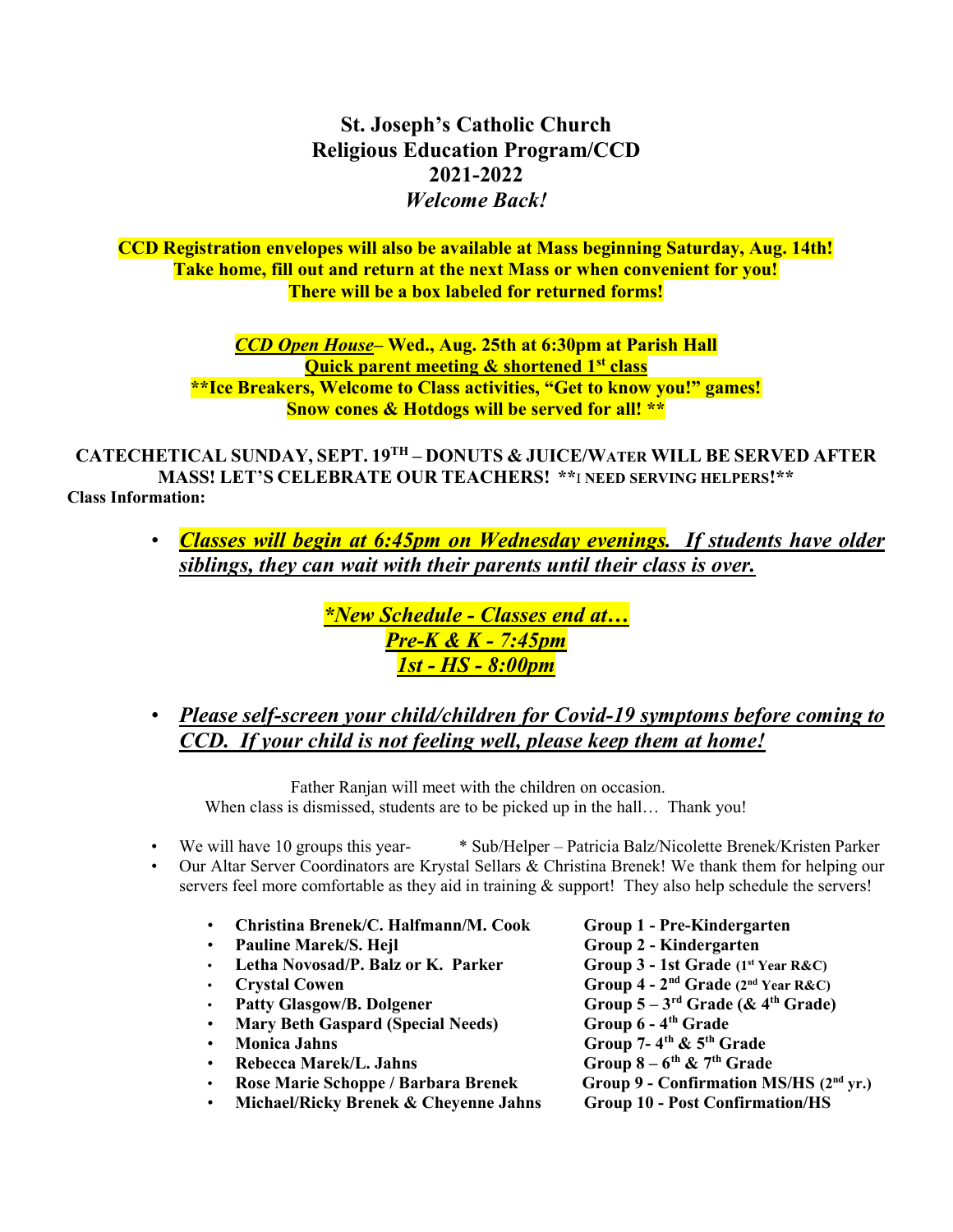# St. Joseph's Catholic Church
# Religious Education Program/CCD
# 2021-2022
# *Welcome Back!*

**CCD Registration envelopes will also be available at Mass beginning Saturday, Aug. 14th!**
**Take home, fill out and return at the next Mass or when convenient for you!**
**There will be a box labeled for returned forms!**

***CCD Open House*– Wed., Aug. 25th at 6:30pm at Parish Hall**
**Quick parent meeting & shortened 1st class**
****Ice Breakers, Welcome to Class activities, "Get to know you!" games!**
**Snow cones & Hotdogs will be served for all! ****

**CATECHETICAL SUNDAY, SEPT. 19TH – DONUTS & JUICE/WATER WILL BE SERVED AFTER MASS! LET'S CELEBRATE OUR TEACHERS! **I NEED SERVING HELPERS!****

**Class Information:**

- ***Classes will begin at 6:45pm on Wednesday evenings. If students have older siblings, they can wait with their parents until their class is over.***

***\*New Schedule - Classes end at…***
***Pre-K & K - 7:45pm***
***1st - HS - 8:00pm***

- ***Please self-screen your child/children for Covid-19 symptoms before coming to CCD. If your child is not feeling well, please keep them at home!***

Father Ranjan will meet with the children on occasion.
When class is dismissed, students are to be picked up in the hall… Thank you!

- We will have 10 groups this year- * Sub/Helper – Patricia Balz/Nicolette Brenek/Kristen Parker
- Our Altar Server Coordinators are Krystal Sellars & Christina Brenek! We thank them for helping our servers feel more comfortable as they aid in training & support! They also help schedule the servers!

  - **Christina Brenek/C. Halfmann/M. Cook** — **Group 1 - Pre-Kindergarten**
  - **Pauline Marek/S. Hejl** — **Group 2 - Kindergarten**
  - **Letha Novosad/P. Balz or K. Parker** — **Group 3 - 1st Grade (1st Year R&C)**
  - **Crystal Cowen** — **Group 4 - 2nd Grade (2nd Year R&C)**
  - **Patty Glasgow/B. Dolgener** — **Group 5 – 3rd Grade (& 4th Grade)**
  - **Mary Beth Gaspard (Special Needs)** — **Group 6 - 4th Grade**
  - **Monica Jahns** — **Group 7- 4th & 5th Grade**
  - **Rebecca Marek/L. Jahns** — **Group 8 – 6th & 7th Grade**
  - **Rose Marie Schoppe / Barbara Brenek** — **Group 9 - Confirmation MS/HS (2nd yr.)**
  - **Michael/Ricky Brenek & Cheyenne Jahns** — **Group 10 - Post Confirmation/HS**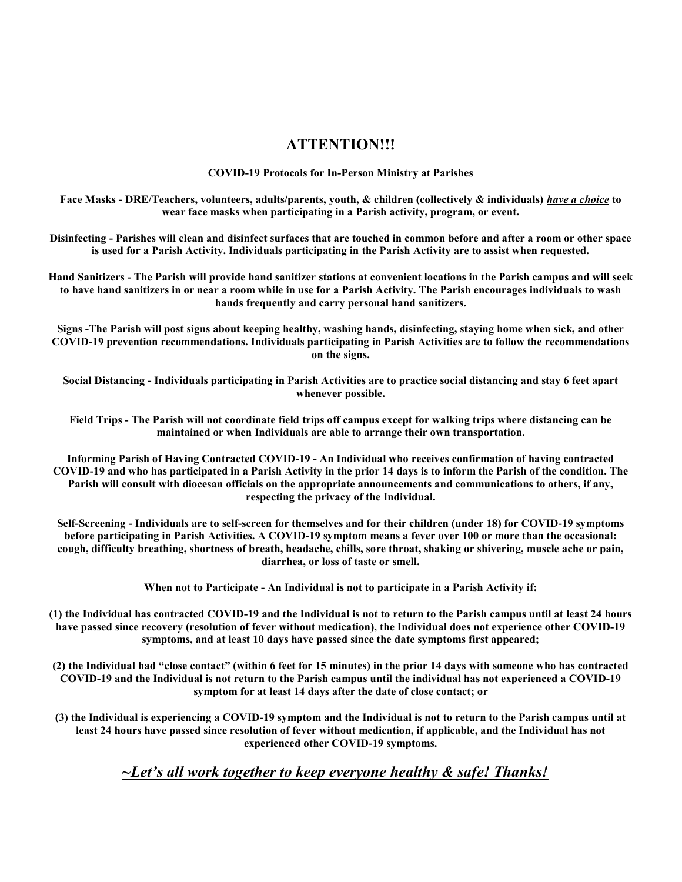# ATTENTION!!!

**COVID-19 Protocols for In-Person Ministry at Parishes**

**Face Masks - DRE/Teachers, volunteers, adults/parents, youth, & children (collectively & individuals) *<u>have a choice</u>* to wear face masks when participating in a Parish activity, program, or event.**

**Disinfecting - Parishes will clean and disinfect surfaces that are touched in common before and after a room or other space is used for a Parish Activity. Individuals participating in the Parish Activity are to assist when requested.**

**Hand Sanitizers - The Parish will provide hand sanitizer stations at convenient locations in the Parish campus and will seek to have hand sanitizers in or near a room while in use for a Parish Activity. The Parish encourages individuals to wash hands frequently and carry personal hand sanitizers.**

**Signs -The Parish will post signs about keeping healthy, washing hands, disinfecting, staying home when sick, and other COVID-19 prevention recommendations. Individuals participating in Parish Activities are to follow the recommendations on the signs.**

**Social Distancing - Individuals participating in Parish Activities are to practice social distancing and stay 6 feet apart whenever possible.**

**Field Trips - The Parish will not coordinate field trips off campus except for walking trips where distancing can be maintained or when Individuals are able to arrange their own transportation.**

**Informing Parish of Having Contracted COVID-19 - An Individual who receives confirmation of having contracted COVID-19 and who has participated in a Parish Activity in the prior 14 days is to inform the Parish of the condition. The Parish will consult with diocesan officials on the appropriate announcements and communications to others, if any, respecting the privacy of the Individual.**

**Self-Screening - Individuals are to self-screen for themselves and for their children (under 18) for COVID-19 symptoms before participating in Parish Activities. A COVID-19 symptom means a fever over 100 or more than the occasional: cough, difficulty breathing, shortness of breath, headache, chills, sore throat, shaking or shivering, muscle ache or pain, diarrhea, or loss of taste or smell.**

**When not to Participate - An Individual is not to participate in a Parish Activity if:**

**(1) the Individual has contracted COVID-19 and the Individual is not to return to the Parish campus until at least 24 hours have passed since recovery (resolution of fever without medication), the Individual does not experience other COVID-19 symptoms, and at least 10 days have passed since the date symptoms first appeared;**

**(2) the Individual had "close contact" (within 6 feet for 15 minutes) in the prior 14 days with someone who has contracted COVID-19 and the Individual is not to return to the Parish campus until the individual has not experienced a COVID-19 symptom for at least 14 days after the date of close contact; or**

**(3) the Individual is experiencing a COVID-19 symptom and the Individual is not to return to the Parish campus until at least 24 hours have passed since resolution of fever without medication, if applicable, and the Individual has not experienced other COVID-19 symptoms.**

## *<u>~Let's all work together to keep everyone healthy & safe! Thanks!</u>*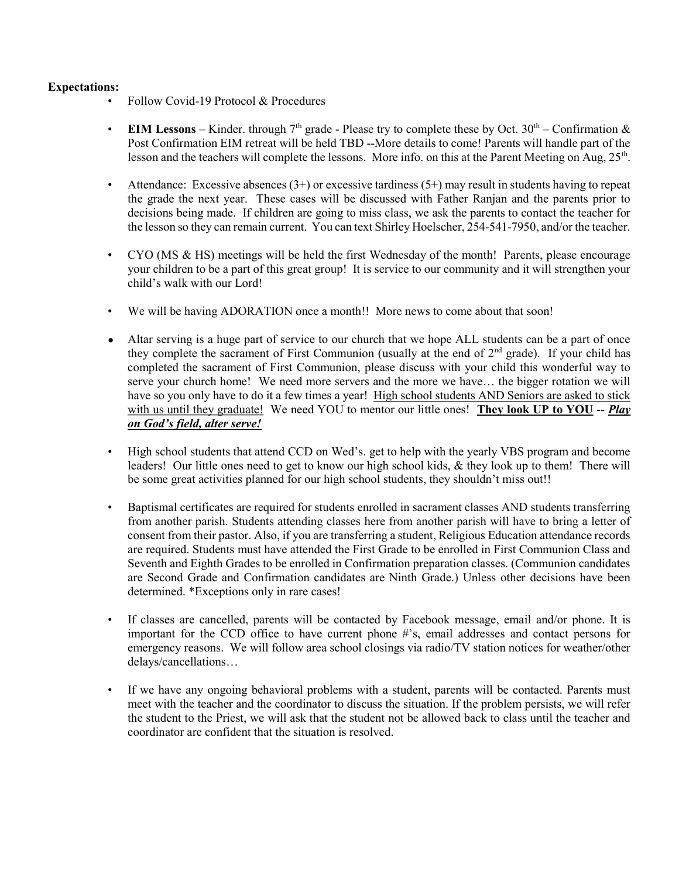**Expectations:**

- Follow Covid-19 Protocol & Procedures
- **EIM Lessons** – Kinder. through 7th grade - Please try to complete these by Oct. 30th – Confirmation & Post Confirmation EIM retreat will be held TBD --More details to come! Parents will handle part of the lesson and the teachers will complete the lessons. More info. on this at the Parent Meeting on Aug, 25th.
- Attendance: Excessive absences (3+) or excessive tardiness (5+) may result in students having to repeat the grade the next year. These cases will be discussed with Father Ranjan and the parents prior to decisions being made. If children are going to miss class, we ask the parents to contact the teacher for the lesson so they can remain current. You can text Shirley Hoelscher, 254-541-7950, and/or the teacher.
- CYO (MS & HS) meetings will be held the first Wednesday of the month! Parents, please encourage your children to be a part of this great group! It is service to our community and it will strengthen your child's walk with our Lord!
- We will be having ADORATION once a month!! More news to come about that soon!
- Altar serving is a huge part of service to our church that we hope ALL students can be a part of once they complete the sacrament of First Communion (usually at the end of 2nd grade). If your child has completed the sacrament of First Communion, please discuss with your child this wonderful way to serve your church home! We need more servers and the more we have… the bigger rotation we will have so you only have to do it a few times a year! High school students AND Seniors are asked to stick with us until they graduate! We need YOU to mentor our little ones! **They look UP to YOU** -- ***Play on God's field, alter serve!***
- High school students that attend CCD on Wed's. get to help with the yearly VBS program and become leaders! Our little ones need to get to know our high school kids, & they look up to them! There will be some great activities planned for our high school students, they shouldn't miss out!!
- Baptismal certificates are required for students enrolled in sacrament classes AND students transferring from another parish. Students attending classes here from another parish will have to bring a letter of consent from their pastor. Also, if you are transferring a student, Religious Education attendance records are required. Students must have attended the First Grade to be enrolled in First Communion Class and Seventh and Eighth Grades to be enrolled in Confirmation preparation classes. (Communion candidates are Second Grade and Confirmation candidates are Ninth Grade.) Unless other decisions have been determined. *Exceptions only in rare cases!
- If classes are cancelled, parents will be contacted by Facebook message, email and/or phone. It is important for the CCD office to have current phone #'s, email addresses and contact persons for emergency reasons. We will follow area school closings via radio/TV station notices for weather/other delays/cancellations…
- If we have any ongoing behavioral problems with a student, parents will be contacted. Parents must meet with the teacher and the coordinator to discuss the situation. If the problem persists, we will refer the student to the Priest, we will ask that the student not be allowed back to class until the teacher and coordinator are confident that the situation is resolved.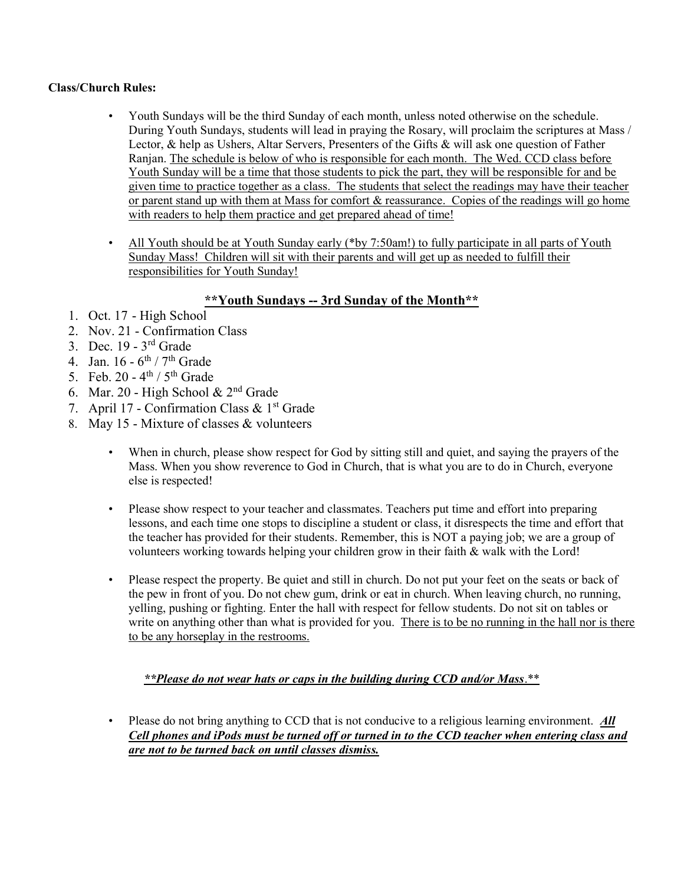**Class/Church Rules:**

- Youth Sundays will be the third Sunday of each month, unless noted otherwise on the schedule. During Youth Sundays, students will lead in praying the Rosary, will proclaim the scriptures at Mass / Lector, & help as Ushers, Altar Servers, Presenters of the Gifts & will ask one question of Father Ranjan. <u>The schedule is below of who is responsible for each month. The Wed. CCD class before Youth Sunday will be a time that those students to pick the part, they will be responsible for and be given time to practice together as a class. The students that select the readings may have their teacher or parent stand up with them at Mass for comfort & reassurance. Copies of the readings will go home with readers to help them practice and get prepared ahead of time!</u>

- <u>All Youth should be at Youth Sunday early (*by 7:50am!) to fully participate in all parts of Youth Sunday Mass! Children will sit with their parents and will get up as needed to fulfill their responsibilities for Youth Sunday!</u>

## <u>**Youth Sundays -- 3rd Sunday of the Month**</u>

1. Oct. 17 - High School
2. Nov. 21 - Confirmation Class
3. Dec. 19 - 3rd Grade
4. Jan. 16 - 6th / 7th Grade
5. Feb. 20 - 4th / 5th Grade
6. Mar. 20 - High School & 2nd Grade
7. April 17 - Confirmation Class & 1st Grade
8. May 15 - Mixture of classes & volunteers

- When in church, please show respect for God by sitting still and quiet, and saying the prayers of the Mass. When you show reverence to God in Church, that is what you are to do in Church, everyone else is respected!

- Please show respect to your teacher and classmates. Teachers put time and effort into preparing lessons, and each time one stops to discipline a student or class, it disrespects the time and effort that the teacher has provided for their students. Remember, this is NOT a paying job; we are a group of volunteers working towards helping your children grow in their faith & walk with the Lord!

- Please respect the property. Be quiet and still in church. Do not put your feet on the seats or back of the pew in front of you. Do not chew gum, drink or eat in church. When leaving church, no running, yelling, pushing or fighting. Enter the hall with respect for fellow students. Do not sit on tables or write on anything other than what is provided for you. <u>There is to be no running in the hall nor is there to be any horseplay in the restrooms.</u>

<u>***Please do not wear hats or caps in the building during CCD and/or Mass.***</u>

- Please do not bring anything to CCD that is not conducive to a religious learning environment. <u>***All Cell phones and iPods must be turned off or turned in to the CCD teacher when entering class and are not to be turned back on until classes dismiss.***</u>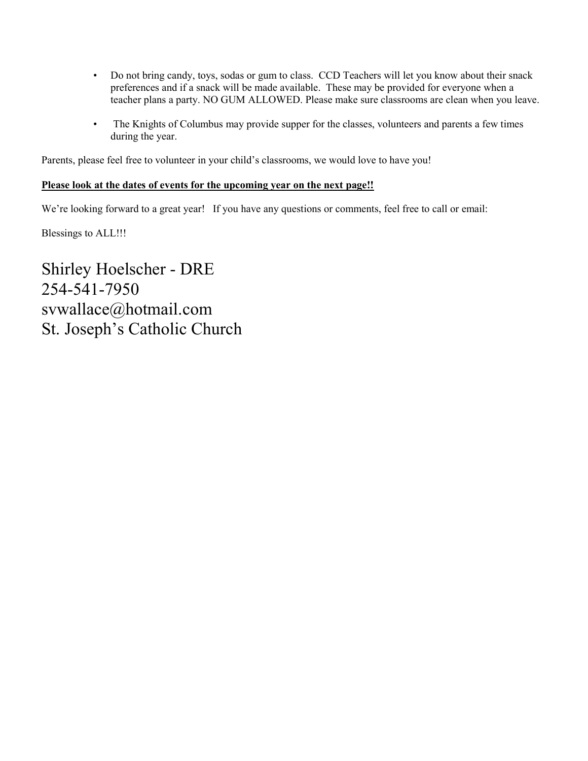- Do not bring candy, toys, sodas or gum to class. CCD Teachers will let you know about their snack preferences and if a snack will be made available. These may be provided for everyone when a teacher plans a party. NO GUM ALLOWED. Please make sure classrooms are clean when you leave.

- The Knights of Columbus may provide supper for the classes, volunteers and parents a few times during the year.

Parents, please feel free to volunteer in your child's classrooms, we would love to have you!

**Please look at the dates of events for the upcoming year on the next page!!**

We're looking forward to a great year! If you have any questions or comments, feel free to call or email:

Blessings to ALL!!!

Shirley Hoelscher - DRE
254-541-7950
svwallace@hotmail.com
St. Joseph's Catholic Church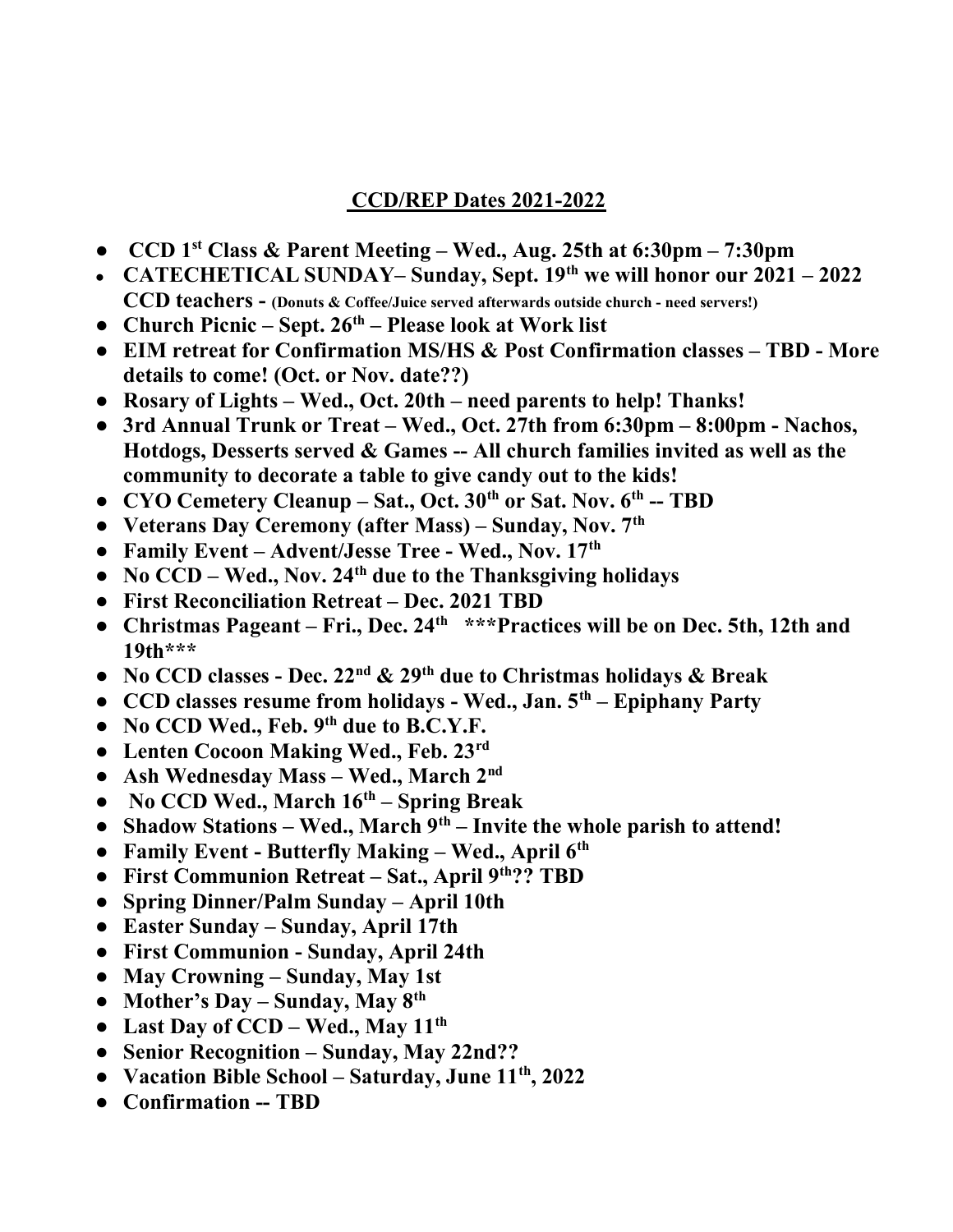## CCD/REP Dates 2021-2022

- **CCD 1st Class & Parent Meeting – Wed., Aug. 25th at 6:30pm – 7:30pm**
- **CATECHETICAL SUNDAY– Sunday, Sept. 19th we will honor our 2021 – 2022 CCD teachers - (Donuts & Coffee/Juice served afterwards outside church - need servers!)**
- **Church Picnic – Sept. 26th – Please look at Work list**
- **EIM retreat for Confirmation MS/HS & Post Confirmation classes – TBD - More details to come! (Oct. or Nov. date??)**
- **Rosary of Lights – Wed., Oct. 20th – need parents to help! Thanks!**
- **3rd Annual Trunk or Treat – Wed., Oct. 27th from 6:30pm – 8:00pm - Nachos, Hotdogs, Desserts served & Games -- All church families invited as well as the community to decorate a table to give candy out to the kids!**
- **CYO Cemetery Cleanup – Sat., Oct. 30th or Sat. Nov. 6th -- TBD**
- **Veterans Day Ceremony (after Mass) – Sunday, Nov. 7th**
- **Family Event – Advent/Jesse Tree - Wed., Nov. 17th**
- **No CCD – Wed., Nov. 24th due to the Thanksgiving holidays**
- **First Reconciliation Retreat – Dec. 2021 TBD**
- **Christmas Pageant – Fri., Dec. 24th \*\*\*Practices will be on Dec. 5th, 12th and 19th\*\*\***
- **No CCD classes - Dec. 22nd & 29th due to Christmas holidays & Break**
- **CCD classes resume from holidays - Wed., Jan. 5th – Epiphany Party**
- **No CCD Wed., Feb. 9th due to B.C.Y.F.**
- **Lenten Cocoon Making Wed., Feb. 23rd**
- **Ash Wednesday Mass – Wed., March 2nd**
- **No CCD Wed., March 16th – Spring Break**
- **Shadow Stations – Wed., March 9th – Invite the whole parish to attend!**
- **Family Event - Butterfly Making – Wed., April 6th**
- **First Communion Retreat – Sat., April 9th?? TBD**
- **Spring Dinner/Palm Sunday – April 10th**
- **Easter Sunday – Sunday, April 17th**
- **First Communion - Sunday, April 24th**
- **May Crowning – Sunday, May 1st**
- **Mother's Day – Sunday, May 8th**
- **Last Day of CCD – Wed., May 11th**
- **Senior Recognition – Sunday, May 22nd??**
- **Vacation Bible School – Saturday, June 11th, 2022**
- **Confirmation -- TBD**